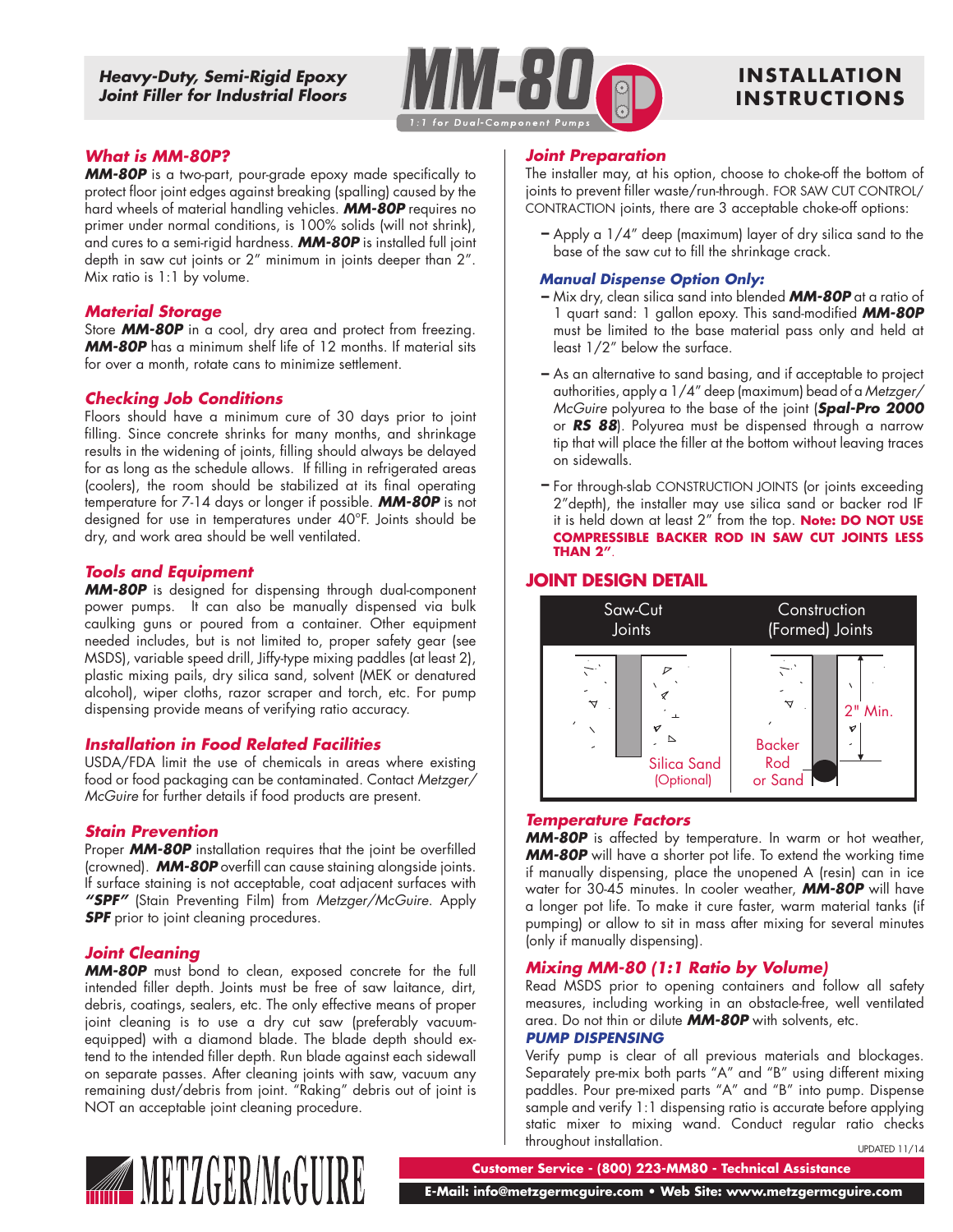**Heavy-Duty, Semi-Rigid Epoxy Joint Filler for Industrial Floors**

# MM-80

1:1 for Dual-Component Pumps

# INSTALLATION INSTRUCTIONS

## What is MM-80P?

***MM-80P*** is a two-part, pour-grade epoxy made specifically to protect floor joint edges against breaking (spalling) caused by the hard wheels of material handling vehicles. ***MM-80P*** requires no primer under normal conditions, is 100% solids (will not shrink), and cures to a semi-rigid hardness. ***MM-80P*** is installed full joint depth in saw cut joints or 2" minimum in joints deeper than 2". Mix ratio is 1:1 by volume.

## Material Storage

Store ***MM-80P*** in a cool, dry area and protect from freezing. ***MM-80P*** has a minimum shelf life of 12 months. If material sits for over a month, rotate cans to minimize settlement.

## Checking Job Conditions

Floors should have a minimum cure of 30 days prior to joint filling. Since concrete shrinks for many months, and shrinkage results in the widening of joints, filling should always be delayed for as long as the schedule allows. If filling in refrigerated areas (coolers), the room should be stabilized at its final operating temperature for 7-14 days or longer if possible. ***MM-80P*** is not designed for use in temperatures under 40°F. Joints should be dry, and work area should be well ventilated.

## Tools and Equipment

***MM-80P*** is designed for dispensing through dual-component power pumps. It can also be manually dispensed via bulk caulking guns or poured from a container. Other equipment needed includes, but is not limited to, proper safety gear (see MSDS), variable speed drill, Jiffy-type mixing paddles (at least 2), plastic mixing pails, dry silica sand, solvent (MEK or denatured alcohol), wiper cloths, razor scraper and torch, etc. For pump dispensing provide means of verifying ratio accuracy.

## Installation in Food Related Facilities

USDA/FDA limit the use of chemicals in areas where existing food or food packaging can be contaminated. Contact *Metzger/McGuire* for further details if food products are present.

## Stain Prevention

Proper ***MM-80P*** installation requires that the joint be overfilled (crowned). ***MM-80P*** overfill can cause staining alongside joints. If surface staining is not acceptable, coat adjacent surfaces with ***"SPF"*** (Stain Preventing Film) from *Metzger/McGuire*. Apply ***SPF*** prior to joint cleaning procedures.

## Joint Cleaning

***MM-80P*** must bond to clean, exposed concrete for the full intended filler depth. Joints must be free of saw laitance, dirt, debris, coatings, sealers, etc. The only effective means of proper joint cleaning is to use a dry cut saw (preferably vacuum-equipped) with a diamond blade. The blade depth should extend to the intended filler depth. Run blade against each sidewall on separate passes. After cleaning joints with saw, vacuum any remaining dust/debris from joint. "Raking" debris out of joint is NOT an acceptable joint cleaning procedure.

## Joint Preparation

The installer may, at his option, choose to choke-off the bottom of joints to prevent filler waste/run-through. FOR SAW CUT CONTROL/CONTRACTION joints, there are 3 acceptable choke-off options:

- Apply a 1/4" deep (maximum) layer of dry silica sand to the base of the saw cut to fill the shrinkage crack.

### Manual Dispense Option Only:

- Mix dry, clean silica sand into blended ***MM-80P*** at a ratio of 1 quart sand: 1 gallon epoxy. This sand-modified ***MM-80P*** must be limited to the base material pass only and held at least 1/2" below the surface.
- As an alternative to sand basing, and if acceptable to project authorities, apply a 1/4" deep (maximum) bead of a *Metzger/McGuire* polyurea to the base of the joint (***Spal-Pro 2000*** or ***RS 88***). Polyurea must be dispensed through a narrow tip that will place the filler at the bottom without leaving traces on sidewalls.
- For through-slab CONSTRUCTION JOINTS (or joints exceeding 2"depth), the installer may use silica sand or backer rod IF it is held down at least 2" from the top. **Note: DO NOT USE COMPRESSIBLE BACKER ROD IN SAW CUT JOINTS LESS THAN 2".**

## JOINT DESIGN DETAIL

| Saw-Cut Joints | Construction (Formed) Joints |
|---|---|
| Silica Sand (Optional) | Backer Rod or Sand; 2" Min. |

## Temperature Factors

***MM-80P*** is affected by temperature. In warm or hot weather, ***MM-80P*** will have a shorter pot life. To extend the working time if manually dispensing, place the unopened A (resin) can in ice water for 30-45 minutes. In cooler weather, ***MM-80P*** will have a longer pot life. To make it cure faster, warm material tanks (if pumping) or allow to sit in mass after mixing for several minutes (only if manually dispensing).

## Mixing MM-80 (1:1 Ratio by Volume)

Read MSDS prior to opening containers and follow all safety measures, including working in an obstacle-free, well ventilated area. Do not thin or dilute ***MM-80P*** with solvents, etc.

### PUMP DISPENSING

Verify pump is clear of all previous materials and blockages. Separately pre-mix both parts "A" and "B" using different mixing paddles. Pour pre-mixed parts "A" and "B" into pump. Dispense sample and verify 1:1 dispensing ratio is accurate before applying static mixer to mixing wand. Conduct regular ratio checks throughout installation.

UPDATED 11/14

METZGER/McGUIRE

**Customer Service - (800) 223-MM80 - Technical Assistance**

**E-Mail: info@metzgermcguire.com • Web Site: www.metzgermcguire.com**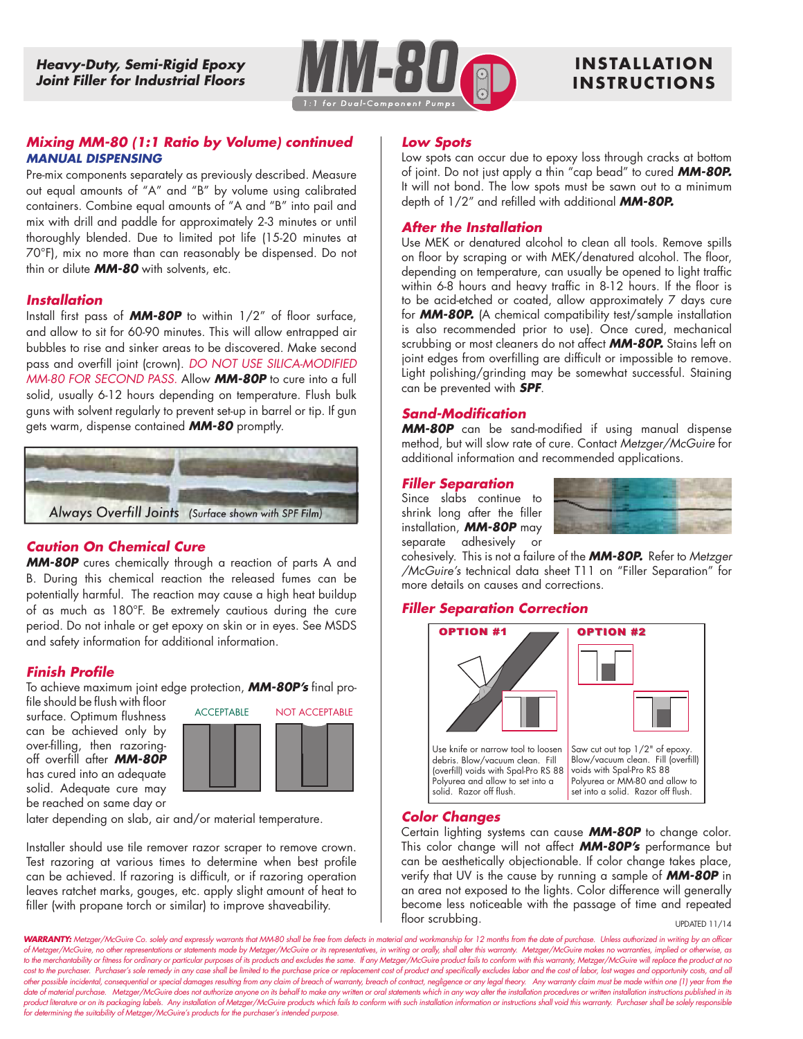Heavy-Duty, Semi-Rigid Epoxy Joint Filler for Industrial Floors

# MM-80

1:1 for Dual-Component Pumps

INSTALLATION INSTRUCTIONS

## *Mixing MM-80 (1:1 Ratio by Volume) continued*

### *MANUAL DISPENSING*

Pre-mix components separately as previously described. Measure out equal amounts of "A" and "B" by volume using calibrated containers. Combine equal amounts of "A and "B" into pail and mix with drill and paddle for approximately 2-3 minutes or until thoroughly blended. Due to limited pot life (15-20 minutes at 70°F), mix no more than can reasonably be dispensed. Do not thin or dilute ***MM-80*** with solvents, etc.

## *Installation*

Install first pass of ***MM-80P*** to within 1/2" of floor surface, and allow to sit for 60-90 minutes. This will allow entrapped air bubbles to rise and sinker areas to be discovered. Make second pass and overfill joint (crown). *DO NOT USE SILICA-MODIFIED MM-80 FOR SECOND PASS.* Allow ***MM-80P*** to cure into a full solid, usually 6-12 hours depending on temperature. Flush bulk guns with solvent regularly to prevent set-up in barrel or tip. If gun gets warm, dispense contained ***MM-80*** promptly.

Always Overfill Joints *(Surface shown with SPF Film)*

## *Caution On Chemical Cure*

***MM-80P*** cures chemically through a reaction of parts A and B. During this chemical reaction the released fumes can be potentially harmful. The reaction may cause a high heat buildup of as much as 180°F. Be extremely cautious during the cure period. Do not inhale or get epoxy on skin or in eyes. See MSDS and safety information for additional information.

## *Finish Profile*

To achieve maximum joint edge protection, ***MM-80P's*** final profile should be flush with floor surface. Optimum flushness can be achieved only by over-filling, then razoring-off overfill after ***MM-80P*** has cured into an adequate solid. Adequate cure may be reached on same day or later depending on slab, air and/or material temperature.

ACCEPTABLE

NOT ACCEPTABLE

Installer should use tile remover razor scraper to remove crown. Test razoring at various times to determine when best profile can be achieved. If razoring is difficult, or if razoring operation leaves ratchet marks, gouges, etc. apply slight amount of heat to filler (with propane torch or similar) to improve shaveability.

## *Low Spots*

Low spots can occur due to epoxy loss through cracks at bottom of joint. Do not just apply a thin "cap bead" to cured ***MM-80P.*** It will not bond. The low spots must be sawn out to a minimum depth of 1/2" and refilled with additional ***MM-80P.***

## *After the Installation*

Use MEK or denatured alcohol to clean all tools. Remove spills on floor by scraping or with MEK/denatured alcohol. The floor, depending on temperature, can usually be opened to light traffic within 6-8 hours and heavy traffic in 8-12 hours. If the floor is to be acid-etched or coated, allow approximately 7 days cure for ***MM-80P.*** (A chemical compatibility test/sample installation is also recommended prior to use). Once cured, mechanical scrubbing or most cleaners do not affect ***MM-80P.*** Stains left on joint edges from overfilling are difficult or impossible to remove. Light polishing/grinding may be somewhat successful. Staining can be prevented with ***SPF***.

## *Sand-Modification*

***MM-80P*** can be sand-modified if using manual dispense method, but will slow rate of cure. Contact *Metzger/McGuire* for additional information and recommended applications.

## *Filler Separation*

Since slabs continue to shrink long after the filler installation, ***MM-80P*** may separate adhesively or cohesively. This is not a failure of the ***MM-80P.*** Refer to *Metzger /McGuire's* technical data sheet T11 on "Filler Separation" for more details on causes and corrections.

## *Filler Separation Correction*

| OPTION #1 | OPTION #2 |
|---|---|
| Use knife or narrow tool to loosen debris. Blow/vacuum clean. Fill (overfill) voids with Spal-Pro RS 88 Polyurea and allow to set into a solid. Razor off flush. | Saw cut out top 1/2" of epoxy. Blow/vacuum clean. Fill (overfill) voids with Spal-Pro RS 88 Polyurea or MM-80 and allow to set into a solid. Razor off flush. |

## *Color Changes*

Certain lighting systems can cause ***MM-80P*** to change color. This color change will not affect ***MM-80P's*** performance but can be aesthetically objectionable. If color change takes place, verify that UV is the cause by running a sample of ***MM-80P*** in an area not exposed to the lights. Color difference will generally become less noticeable with the passage of time and repeated floor scrubbing.

UPDATED 11/14

***WARRANTY:*** *Metzger/McGuire Co. solely and expressly warrants that MM-80 shall be free from defects in material and workmanship for 12 months from the date of purchase. Unless authorized in writing by an officer of Metzger/McGuire, no other representations or statements made by Metzger/McGuire or its representatives, in writing or orally, shall alter this warranty. Metzger/McGuire makes no warranties, implied or otherwise, as to the merchantability or fitness for ordinary or particular purposes of its products and excludes the same. If any Metzger/McGuire product fails to conform with this warranty, Metzger/McGuire will replace the product at no cost to the purchaser. Purchaser's sole remedy in any case shall be limited to the purchase price or replacement cost of product and specifically excludes labor and the cost of labor, lost wages and opportunity costs, and all other possible incidental, consequential or special damages resulting from any claim of breach of warranty, breach of contract, negligence or any legal theory. Any warranty claim must be made within one (1) year from the date of material purchase. Metzger/McGuire does not authorize anyone on its behalf to make any written or oral statements which in any way alter the installation procedures or written installation instructions published in its product literature or on its packaging labels. Any installation of Metzger/McGuire products which fails to conform with such installation information or instructions shall void this warranty. Purchaser shall be solely responsible for determining the suitability of Metzger/McGuire's products for the purchaser's intended purpose.*